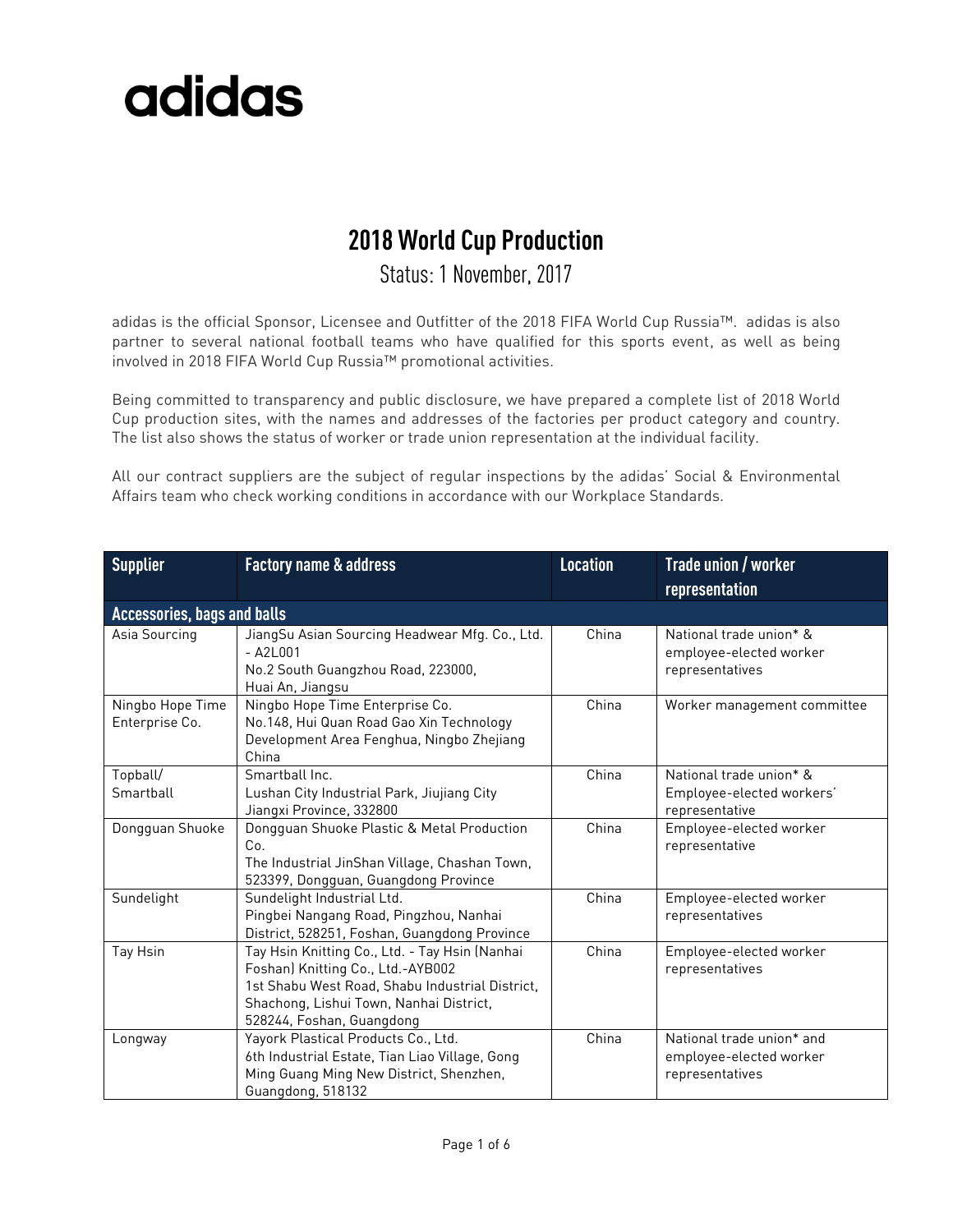# adidas

## 2018 World Cup Production

Status: 1 November, 2017

adidas is the official Sponsor, Licensee and Outfitter of the 2018 FIFA World Cup Russia™. adidas is also partner to several national football teams who have qualified for this sports event, as well as being involved in 2018 FIFA World Cup Russia™ promotional activities.

Being committed to transparency and public disclosure, we have prepared a complete list of 2018 World Cup production sites, with the names and addresses of the factories per product category and country. The list also shows the status of worker or trade union representation at the individual facility.

All our contract suppliers are the subject of regular inspections by the adidas' Social & Environmental Affairs team who check working conditions in accordance with our Workplace Standards.

| Supplier | Factory name & address | Location | Trade union / worker representation |
|---|---|---|---|
| **Accessories, bags and balls** | | | |
| Asia Sourcing | JiangSu Asian Sourcing Headwear Mfg. Co., Ltd. - A2L001<br>No.2 South Guangzhou Road, 223000,<br>Huai An, Jiangsu | China | National trade union* & employee-elected worker representatives |
| Ningbo Hope Time Enterprise Co. | Ningbo Hope Time Enterprise Co.<br>No.148, Hui Quan Road Gao Xin Technology Development Area Fenghua, Ningbo Zhejiang China | China | Worker management committee |
| Topball/ Smartball | Smartball Inc.<br>Lushan City Industrial Park, Jiujiang City Jiangxi Province, 332800 | China | National trade union* & Employee-elected workers' representative |
| Dongguan Shuoke | Dongguan Shuoke Plastic & Metal Production Co.<br>The Industrial JinShan Village, Chashan Town, 523399, Dongguan, Guangdong Province | China | Employee-elected worker representative |
| Sundelight | Sundelight Industrial Ltd.<br>Pingbei Nangang Road, Pingzhou, Nanhai District, 528251, Foshan, Guangdong Province | China | Employee-elected worker representatives |
| Tay Hsin | Tay Hsin Knitting Co., Ltd. - Tay Hsin (Nanhai Foshan) Knitting Co., Ltd.-AYB002<br>1st Shabu West Road, Shabu Industrial District, Shachong, Lishui Town, Nanhai District, 528244, Foshan, Guangdong | China | Employee-elected worker representatives |
| Longway | Yayork Plastical Products Co., Ltd.<br>6th Industrial Estate, Tian Liao Village, Gong Ming Guang Ming New District, Shenzhen, Guangdong, 518132 | China | National trade union* and employee-elected worker representatives |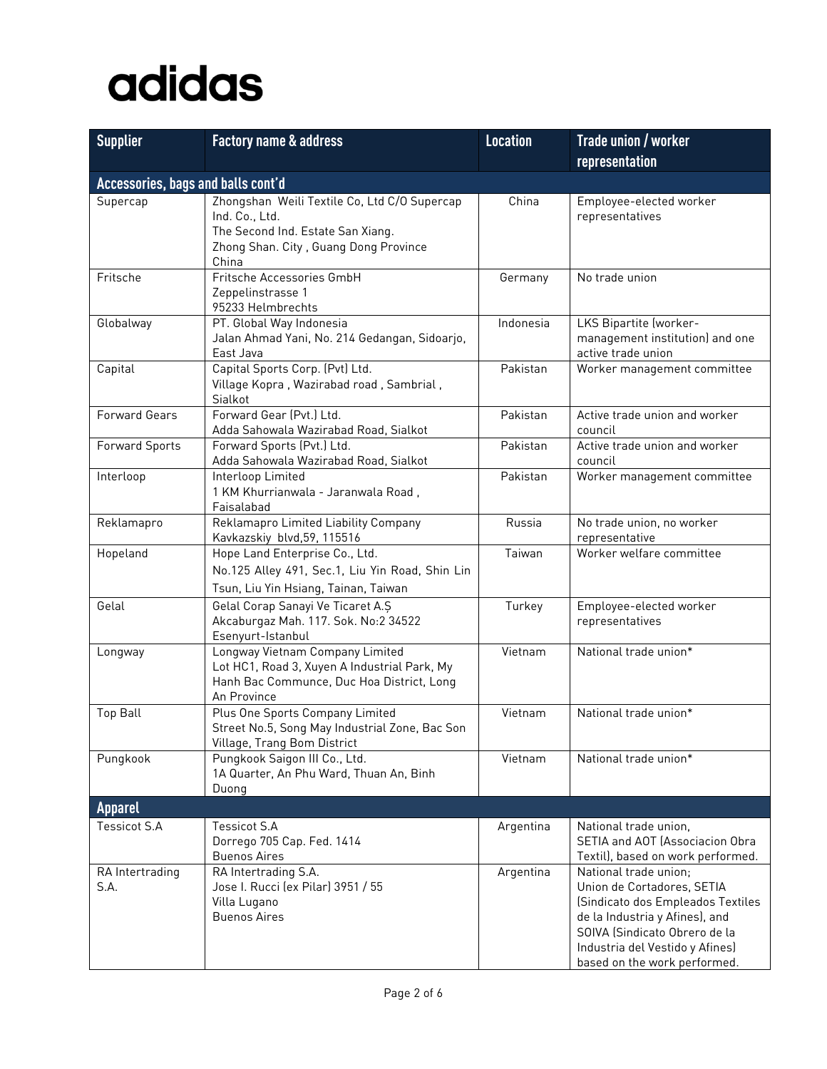adidas

| Supplier | Factory name & address | Location | Trade union / worker representation |
|---|---|---|---|
| **Accessories, bags and balls cont'd** | | | |
| Supercap | Zhongshan Weili Textile Co, Ltd C/O Supercap Ind. Co., Ltd.<br>The Second Ind. Estate San Xiang.<br>Zhong Shan. City , Guang Dong Province<br>China | China | Employee-elected worker representatives |
| Fritsche | Fritsche Accessories GmbH<br>Zeppelinstrasse 1<br>95233 Helmbrechts | Germany | No trade union |
| Globalway | PT. Global Way Indonesia<br>Jalan Ahmad Yani, No. 214 Gedangan, Sidoarjo, East Java | Indonesia | LKS Bipartite (worker-management institution) and one active trade union |
| Capital | Capital Sports Corp. (Pvt) Ltd.<br>Village Kopra , Wazirabad road , Sambrial , Sialkot | Pakistan | Worker management committee |
| Forward Gears | Forward Gear (Pvt.) Ltd.<br>Adda Sahowala Wazirabad Road, Sialkot | Pakistan | Active trade union and worker council |
| Forward Sports | Forward Sports (Pvt.) Ltd.<br>Adda Sahowala Wazirabad Road, Sialkot | Pakistan | Active trade union and worker council |
| Interloop | Interloop Limited<br>1 KM Khurrianwala - Jaranwala Road , Faisalabad | Pakistan | Worker management committee |
| Reklamapro | Reklamapro Limited Liability Company<br>Kavkazskiy blvd,59, 115516 | Russia | No trade union, no worker representative |
| Hopeland | Hope Land Enterprise Co., Ltd.<br>No.125 Alley 491, Sec.1, Liu Yin Road, Shin Lin Tsun, Liu Yin Hsiang, Tainan, Taiwan | Taiwan | Worker welfare committee |
| Gelal | Gelal Corap Sanayi Ve Ticaret A.Ș<br>Akcaburgaz Mah. 117. Sok. No:2 34522<br>Esenyurt-Istanbul | Turkey | Employee-elected worker representatives |
| Longway | Longway Vietnam Company Limited<br>Lot HC1, Road 3, Xuyen A Industrial Park, My Hanh Bac Communce, Duc Hoa District, Long An Province | Vietnam | National trade union* |
| Top Ball | Plus One Sports Company Limited<br>Street No.5, Song May Industrial Zone, Bac Son Village, Trang Bom District | Vietnam | National trade union* |
| Pungkook | Pungkook Saigon III Co., Ltd.<br>1A Quarter, An Phu Ward, Thuan An, Binh Duong | Vietnam | National trade union* |
| **Apparel** | | | |
| Tessicot S.A | Tessicot S.A<br>Dorrego 705 Cap. Fed. 1414<br>Buenos Aires | Argentina | National trade union,<br>SETIA and AOT (Associacion Obra Textil), based on work performed. |
| RA Intertrading S.A. | RA Intertrading S.A.<br>Jose I. Rucci (ex Pilar) 3951 / 55<br>Villa Lugano<br>Buenos Aires | Argentina | National trade union;<br>Union de Cortadores, SETIA (Sindicato dos Empleados Textiles de la Industria y Afines), and SOIVA (Sindicato Obrero de la Industria del Vestido y Afines) based on the work performed. |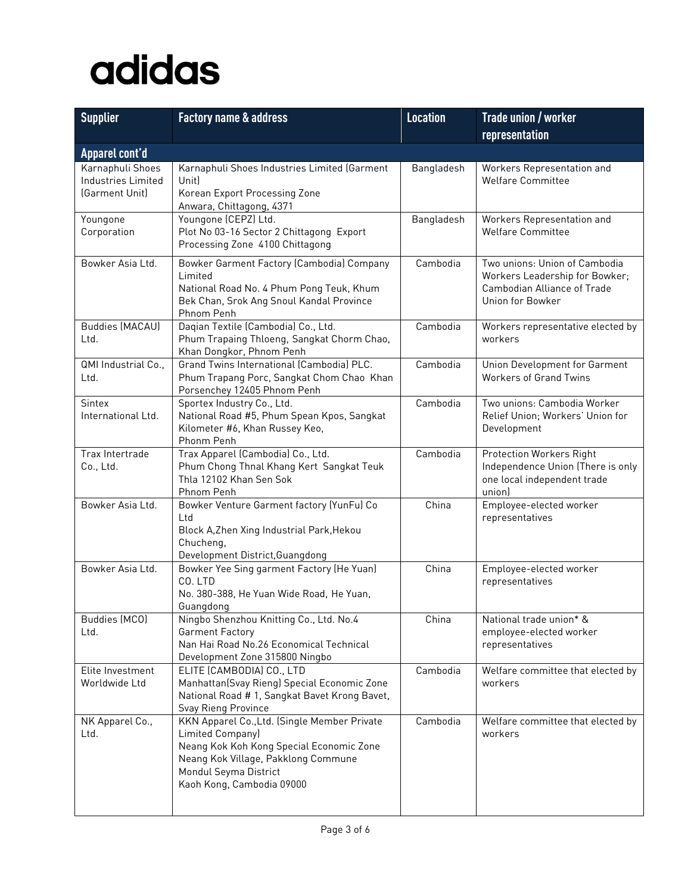adidas

| Supplier | Factory name & address | Location | Trade union / worker representation |
|---|---|---|---|
| **Apparel cont'd** | | | |
| Karnaphuli Shoes Industries Limited (Garment Unit) | Karnaphuli Shoes Industries Limited (Garment Unit) Korean Export Processing Zone Anwara, Chittagong, 4371 | Bangladesh | Workers Representation and Welfare Committee |
| Youngone Corporation | Youngone (CEPZ) Ltd. Plot No 03-16 Sector 2 Chittagong Export Processing Zone 4100 Chittagong | Bangladesh | Workers Representation and Welfare Committee |
| Bowker Asia Ltd. | Bowker Garment Factory (Cambodia) Company Limited National Road No. 4 Phum Pong Teuk, Khum Bek Chan, Srok Ang Snoul Kandal Province Phnom Penh | Cambodia | Two unions: Union of Cambodia Workers Leadership for Bowker; Cambodian Alliance of Trade Union for Bowker |
| Buddies (MACAU) Ltd. | Daqian Textile (Cambodia) Co., Ltd. Phum Trapaing Thloeng, Sangkat Chorm Chao, Khan Dongkor, Phnom Penh | Cambodia | Workers representative elected by workers |
| QMI Industrial Co., Ltd. | Grand Twins International (Cambodia) PLC. Phum Trapang Porc, Sangkat Chom Chao Khan Porsenchey 12405 Phnom Penh | Cambodia | Union Development for Garment Workers of Grand Twins |
| Sintex International Ltd. | Sportex Industry Co., Ltd. National Road #5, Phum Spean Kpos, Sangkat Kilometer #6, Khan Russey Keo, Phonm Penh | Cambodia | Two unions: Cambodia Worker Relief Union; Workers' Union for Development |
| Trax Intertrade Co., Ltd. | Trax Apparel (Cambodia) Co., Ltd. Phum Chong Thnal Khang Kert Sangkat Teuk Thla 12102 Khan Sen Sok Phnom Penh | Cambodia | Protection Workers Right Independence Union (There is only one local independent trade union) |
| Bowker Asia Ltd. | Bowker Venture Garment factory (YunFu) Co Ltd Block A,Zhen Xing Industrial Park,Hekou Chucheng, Development District,Guangdong | China | Employee-elected worker representatives |
| Bowker Asia Ltd. | Bowker Yee Sing garment Factory (He Yuan) CO. LTD No. 380-388, He Yuan Wide Road, He Yuan, Guangdong | China | Employee-elected worker representatives |
| Buddies (MCO) Ltd. | Ningbo Shenzhou Knitting Co., Ltd. No.4 Garment Factory Nan Hai Road No.26 Economical Technical Development Zone 315800 Ningbo | China | National trade union* & employee-elected worker representatives |
| Elite Investment Worldwide Ltd | ELITE (CAMBODIA) CO., LTD Manhattan(Svay Rieng) Special Economic Zone National Road # 1, Sangkat Bavet Krong Bavet, Svay Rieng Province | Cambodia | Welfare committee that elected by workers |
| NK Apparel Co., Ltd. | KKN Apparel Co.,Ltd. (Single Member Private Limited Company) Neang Kok Koh Kong Special Economic Zone Neang Kok Village, Pakklong Commune Mondul Seyma District Kaoh Kong, Cambodia 09000 | Cambodia | Welfare committee that elected by workers |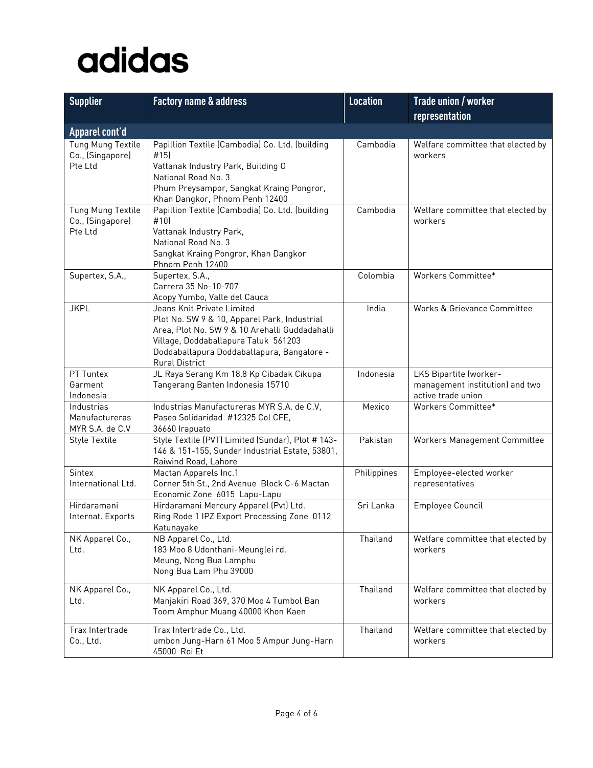adidas

| Supplier | Factory name & address | Location | Trade union / worker representation |
|---|---|---|---|
| **Apparel cont'd** | | | |
| Tung Mung Textile Co., (Singapore) Pte Ltd | Papillion Textile (Cambodia) Co. Ltd. (building #15) Vattanak Industry Park, Building O National Road No. 3 Phum Preysampor, Sangkat Kraing Pongror, Khan Dangkor, Phnom Penh 12400 | Cambodia | Welfare committee that elected by workers |
| Tung Mung Textile Co., (Singapore) Pte Ltd | Papillion Textile (Cambodia) Co. Ltd. (building #10) Vattanak Industry Park, National Road No. 3 Sangkat Kraing Pongror, Khan Dangkor Phnom Penh 12400 | Cambodia | Welfare committee that elected by workers |
| Supertex, S.A., | Supertex, S.A., Carrera 35 No-10-707 Acopy Yumbo, Valle del Cauca | Colombia | Workers Committee* |
| JKPL | Jeans Knit Private Limited Plot No. SW 9 & 10, Apparel Park, Industrial Area, Plot No. SW 9 & 10 Arehalli Guddadahalli Village, Doddaballapura Taluk 561203 Doddaballapura Doddaballapura, Bangalore - Rural District | India | Works & Grievance Committee |
| PT Tuntex Garment Indonesia | JL Raya Serang Km 18.8 Kp Cibadak Cikupa Tangerang Banten Indonesia 15710 | Indonesia | LKS Bipartite (worker-management institution) and two active trade union |
| Industrias Manufactureras MYR S.A. de C.V | Industrias Manufactureras MYR S.A. de C.V, Paseo Solidaridad #12325 Col CFE, 36660 Irapuato | Mexico | Workers Committee* |
| Style Textile | Style Textile (PVT) Limited (Sundar), Plot # 143-146 & 151-155, Sunder Industrial Estate, 53801, Raiwind Road, Lahore | Pakistan | Workers Management Committee |
| Sintex International Ltd. | Mactan Apparels Inc.1 Corner 5th St., 2nd Avenue Block C-6 Mactan Economic Zone 6015 Lapu-Lapu | Philippines | Employee-elected worker representatives |
| Hirdaramani Internat. Exports | Hirdaramani Mercury Apparel (Pvt) Ltd. Ring Rode 1 IPZ Export Processing Zone 0112 Katunayake | Sri Lanka | Employee Council |
| NK Apparel Co., Ltd. | NB Apparel Co., Ltd. 183 Moo 8 Udonthani-Meunglei rd. Meung, Nong Bua Lamphu Nong Bua Lam Phu 39000 | Thailand | Welfare committee that elected by workers |
| NK Apparel Co., Ltd. | NK Apparel Co., Ltd. Manjakiri Road 369, 370 Moo 4 Tumbol Ban Toom Amphur Muang 40000 Khon Kaen | Thailand | Welfare committee that elected by workers |
| Trax Intertrade Co., Ltd. | Trax Intertrade Co., Ltd. umbon Jung-Harn 61 Moo 5 Ampur Jung-Harn 45000 Roi Et | Thailand | Welfare committee that elected by workers |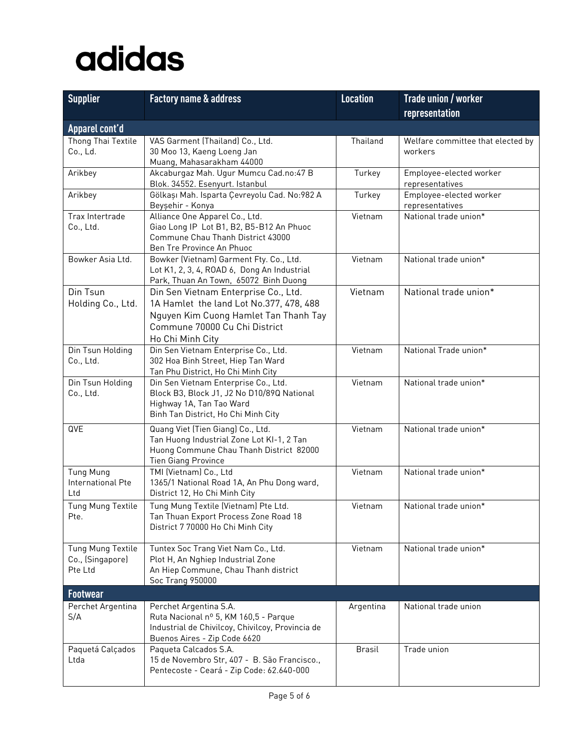adidas

| Supplier | Factory name & address | Location | Trade union / worker representation |
|---|---|---|---|
| **Apparel cont'd** | | | |
| Thong Thai Textile Co., Ld. | VAS Garment (Thailand) Co., Ltd. 30 Moo 13, Kaeng Loeng Jan Muang, Mahasarakham 44000 | Thailand | Welfare committee that elected by workers |
| Arikbey | Akcaburgaz Mah. Ugur Mumcu Cad.no:47 B Blok. 34552. Esenyurt. Istanbul | Turkey | Employee-elected worker representatives |
| Arikbey | Gölkaşı Mah. Isparta Çevreyolu Cad. No:982 A Beyşehir - Konya | Turkey | Employee-elected worker representatives |
| Trax Intertrade Co., Ltd. | Alliance One Apparel Co., Ltd. Giao Long IP Lot B1, B2, B5-B12 An Phuoc Commune Chau Thanh District 43000 Ben Tre Province An Phuoc | Vietnam | National trade union* |
| Bowker Asia Ltd. | Bowker (Vietnam) Garment Fty. Co., Ltd. Lot K1, 2, 3, 4, ROAD 6, Dong An Industrial Park, Thuan An Town, 65072 Binh Duong | Vietnam | National trade union* |
| Din Tsun Holding Co., Ltd. | Din Sen Vietnam Enterprise Co., Ltd. 1A Hamlet the land Lot No.377, 478, 488 Nguyen Kim Cuong Hamlet Tan Thanh Tay Commune 70000 Cu Chi District Ho Chi Minh City | Vietnam | National trade union* |
| Din Tsun Holding Co., Ltd. | Din Sen Vietnam Enterprise Co., Ltd. 302 Hoa Binh Street, Hiep Tan Ward Tan Phu District, Ho Chi Minh City | Vietnam | National Trade union* |
| Din Tsun Holding Co., Ltd. | Din Sen Vietnam Enterprise Co., Ltd. Block B3, Block J1, J2 No D10/89Q National Highway 1A, Tan Tao Ward Binh Tan District, Ho Chi Minh City | Vietnam | National trade union* |
| QVE | Quang Viet (Tien Giang) Co., Ltd. Tan Huong Industrial Zone Lot KI-1, 2 Tan Huong Commune Chau Thanh District 82000 Tien Giang Province | Vietnam | National trade union* |
| Tung Mung International Pte Ltd | TMI (Vietnam) Co., Ltd 1365/1 National Road 1A, An Phu Dong ward, District 12, Ho Chi Minh City | Vietnam | National trade union* |
| Tung Mung Textile Pte. | Tung Mung Textile (Vietnam) Pte Ltd. Tan Thuan Export Process Zone Road 18 District 7 70000 Ho Chi Minh City | Vietnam | National trade union* |
| Tung Mung Textile Co., (Singapore) Pte Ltd | Tuntex Soc Trang Viet Nam Co., Ltd. Plot H, An Nghiep Industrial Zone An Hiep Commune, Chau Thanh district Soc Trang 950000 | Vietnam | National trade union* |
| **Footwear** | | | |
| Perchet Argentina S/A | Perchet Argentina S.A. Ruta Nacional nº 5, KM 160,5 - Parque Industrial de Chivilcoy, Chivilcoy, Provincia de Buenos Aires - Zip Code 6620 | Argentina | National trade union |
| Paquetá Calçados Ltda | Paqueta Calcados S.A. 15 de Novembro Str, 407 - B. São Francisco., Pentecoste - Ceará - Zip Code: 62.640-000 | Brasil | Trade union |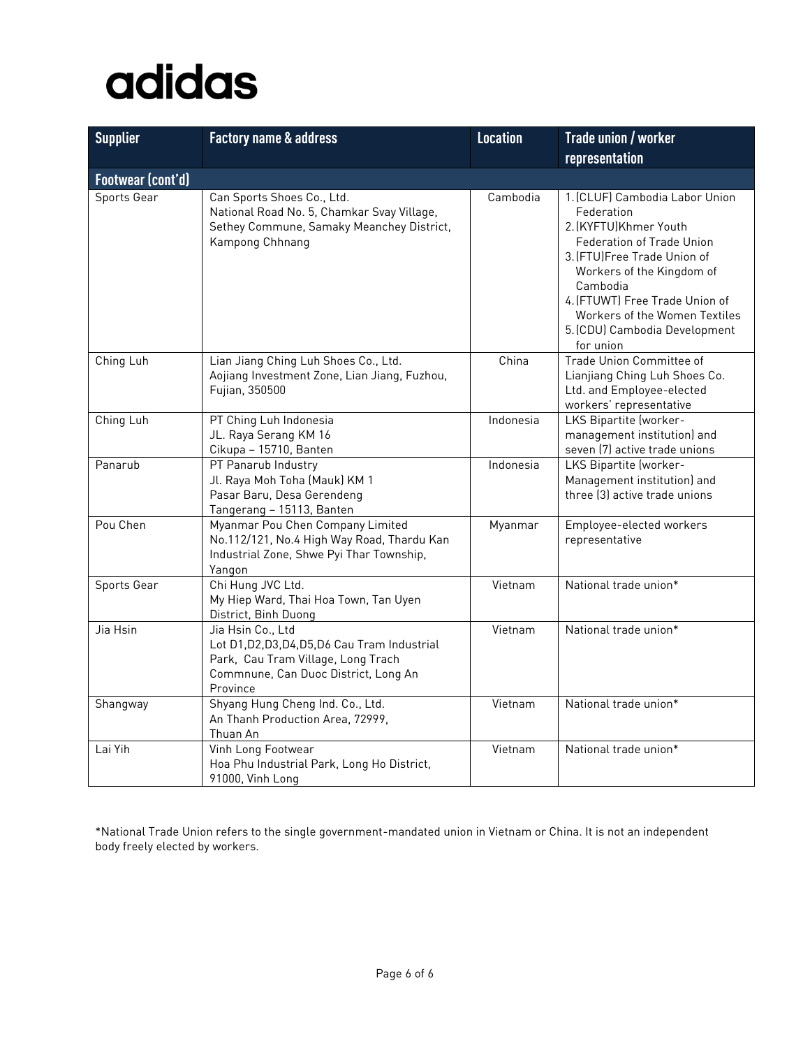adidas

| Supplier | Factory name & address | Location | Trade union / worker representation |
|---|---|---|---|
| **Footwear (cont'd)** | | | |
| Sports Gear | Can Sports Shoes Co., Ltd. National Road No. 5, Chamkar Svay Village, Sethey Commune, Samaky Meanchey District, Kampong Chhnang | Cambodia | 1. (CLUF) Cambodia Labor Union Federation 2. (KYFTU)Khmer Youth Federation of Trade Union 3. (FTU)Free Trade Union of Workers of the Kingdom of Cambodia 4. (FTUWT) Free Trade Union of Workers of the Women Textiles 5. (CDU) Cambodia Development for union |
| Ching Luh | Lian Jiang Ching Luh Shoes Co., Ltd. Aojiang Investment Zone, Lian Jiang, Fuzhou, Fujian, 350500 | China | Trade Union Committee of Lianjiang Ching Luh Shoes Co. Ltd. and Employee-elected workers' representative |
| Ching Luh | PT Ching Luh Indonesia JL. Raya Serang KM 16 Cikupa – 15710, Banten | Indonesia | LKS Bipartite (worker-management institution) and seven (7) active trade unions |
| Panarub | PT Panarub Industry Jl. Raya Moh Toha (Mauk) KM 1 Pasar Baru, Desa Gerendeng Tangerang – 15113, Banten | Indonesia | LKS Bipartite (worker-Management institution) and three (3) active trade unions |
| Pou Chen | Myanmar Pou Chen Company Limited No.112/121, No.4 High Way Road, Thardu Kan Industrial Zone, Shwe Pyi Thar Township, Yangon | Myanmar | Employee-elected workers representative |
| Sports Gear | Chi Hung JVC Ltd. My Hiep Ward, Thai Hoa Town, Tan Uyen District, Binh Duong | Vietnam | National trade union* |
| Jia Hsin | Jia Hsin Co., Ltd Lot D1,D2,D3,D4,D5,D6 Cau Tram Industrial Park, Cau Tram Village, Long Trach Commnune, Can Duoc District, Long An Province | Vietnam | National trade union* |
| Shangway | Shyang Hung Cheng Ind. Co., Ltd. An Thanh Production Area, 72999, Thuan An | Vietnam | National trade union* |
| Lai Yih | Vinh Long Footwear Hoa Phu Industrial Park, Long Ho District, 91000, Vinh Long | Vietnam | National trade union* |

*National Trade Union refers to the single government-mandated union in Vietnam or China. It is not an independent body freely elected by workers.